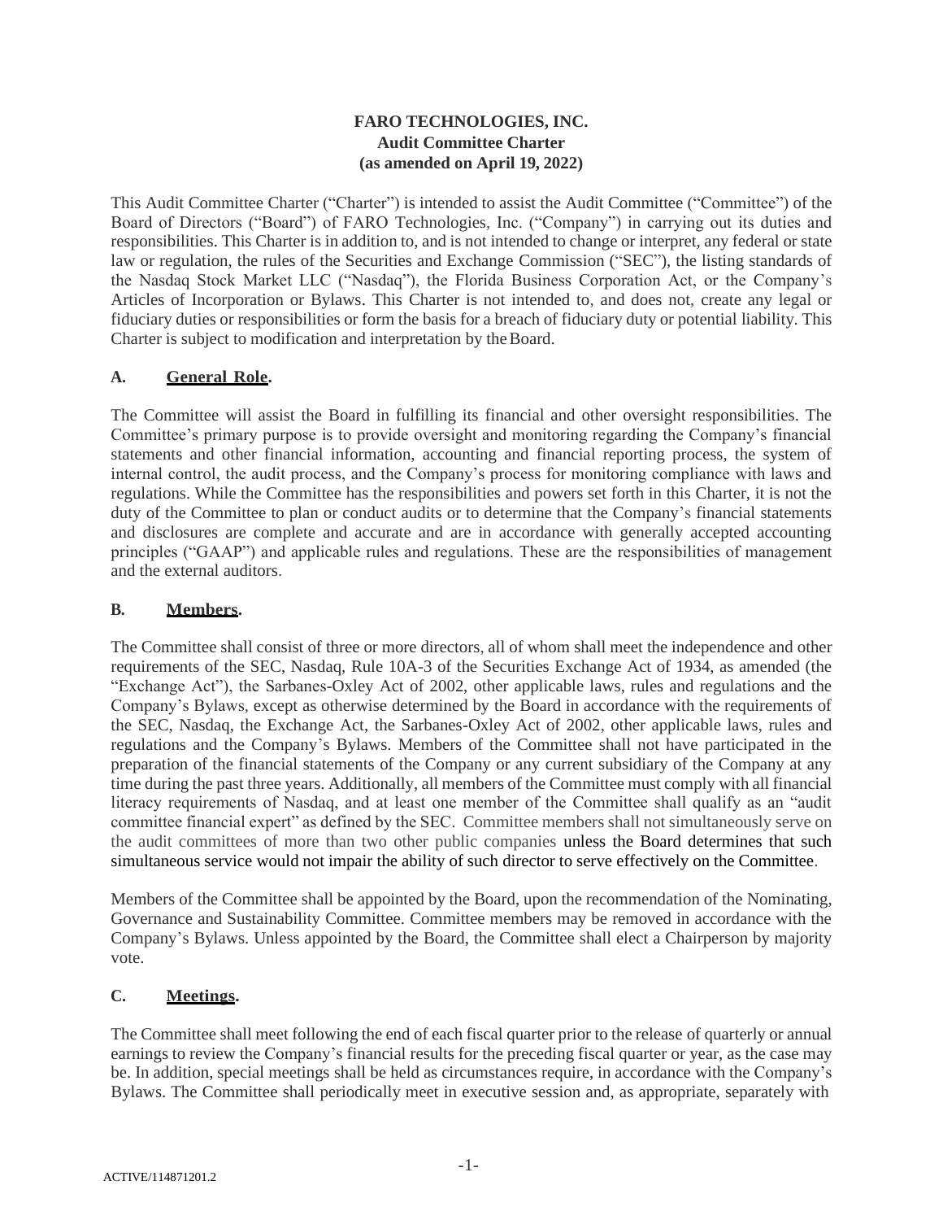**FARO TECHNOLOGIES, INC.**
**Audit Committee Charter**
**(as amended on April 19, 2022)**

This Audit Committee Charter ("Charter") is intended to assist the Audit Committee ("Committee") of the Board of Directors ("Board") of FARO Technologies, Inc. ("Company") in carrying out its duties and responsibilities. This Charter is in addition to, and is not intended to change or interpret, any federal or state law or regulation, the rules of the Securities and Exchange Commission ("SEC"), the listing standards of the Nasdaq Stock Market LLC ("Nasdaq"), the Florida Business Corporation Act, or the Company's Articles of Incorporation or Bylaws. This Charter is not intended to, and does not, create any legal or fiduciary duties or responsibilities or form the basis for a breach of fiduciary duty or potential liability. This Charter is subject to modification and interpretation by the Board.

## A. General Role.

The Committee will assist the Board in fulfilling its financial and other oversight responsibilities. The Committee's primary purpose is to provide oversight and monitoring regarding the Company's financial statements and other financial information, accounting and financial reporting process, the system of internal control, the audit process, and the Company's process for monitoring compliance with laws and regulations. While the Committee has the responsibilities and powers set forth in this Charter, it is not the duty of the Committee to plan or conduct audits or to determine that the Company's financial statements and disclosures are complete and accurate and are in accordance with generally accepted accounting principles ("GAAP") and applicable rules and regulations. These are the responsibilities of management and the external auditors.

## B. Members.

The Committee shall consist of three or more directors, all of whom shall meet the independence and other requirements of the SEC, Nasdaq, Rule 10A-3 of the Securities Exchange Act of 1934, as amended (the "Exchange Act"), the Sarbanes-Oxley Act of 2002, other applicable laws, rules and regulations and the Company's Bylaws, except as otherwise determined by the Board in accordance with the requirements of the SEC, Nasdaq, the Exchange Act, the Sarbanes-Oxley Act of 2002, other applicable laws, rules and regulations and the Company's Bylaws. Members of the Committee shall not have participated in the preparation of the financial statements of the Company or any current subsidiary of the Company at any time during the past three years. Additionally, all members of the Committee must comply with all financial literacy requirements of Nasdaq, and at least one member of the Committee shall qualify as an "audit committee financial expert" as defined by the SEC. Committee members shall not simultaneously serve on the audit committees of more than two other public companies unless the Board determines that such simultaneous service would not impair the ability of such director to serve effectively on the Committee.

Members of the Committee shall be appointed by the Board, upon the recommendation of the Nominating, Governance and Sustainability Committee. Committee members may be removed in accordance with the Company's Bylaws. Unless appointed by the Board, the Committee shall elect a Chairperson by majority vote.

## C. Meetings.

The Committee shall meet following the end of each fiscal quarter prior to the release of quarterly or annual earnings to review the Company's financial results for the preceding fiscal quarter or year, as the case may be. In addition, special meetings shall be held as circumstances require, in accordance with the Company's Bylaws. The Committee shall periodically meet in executive session and, as appropriate, separately with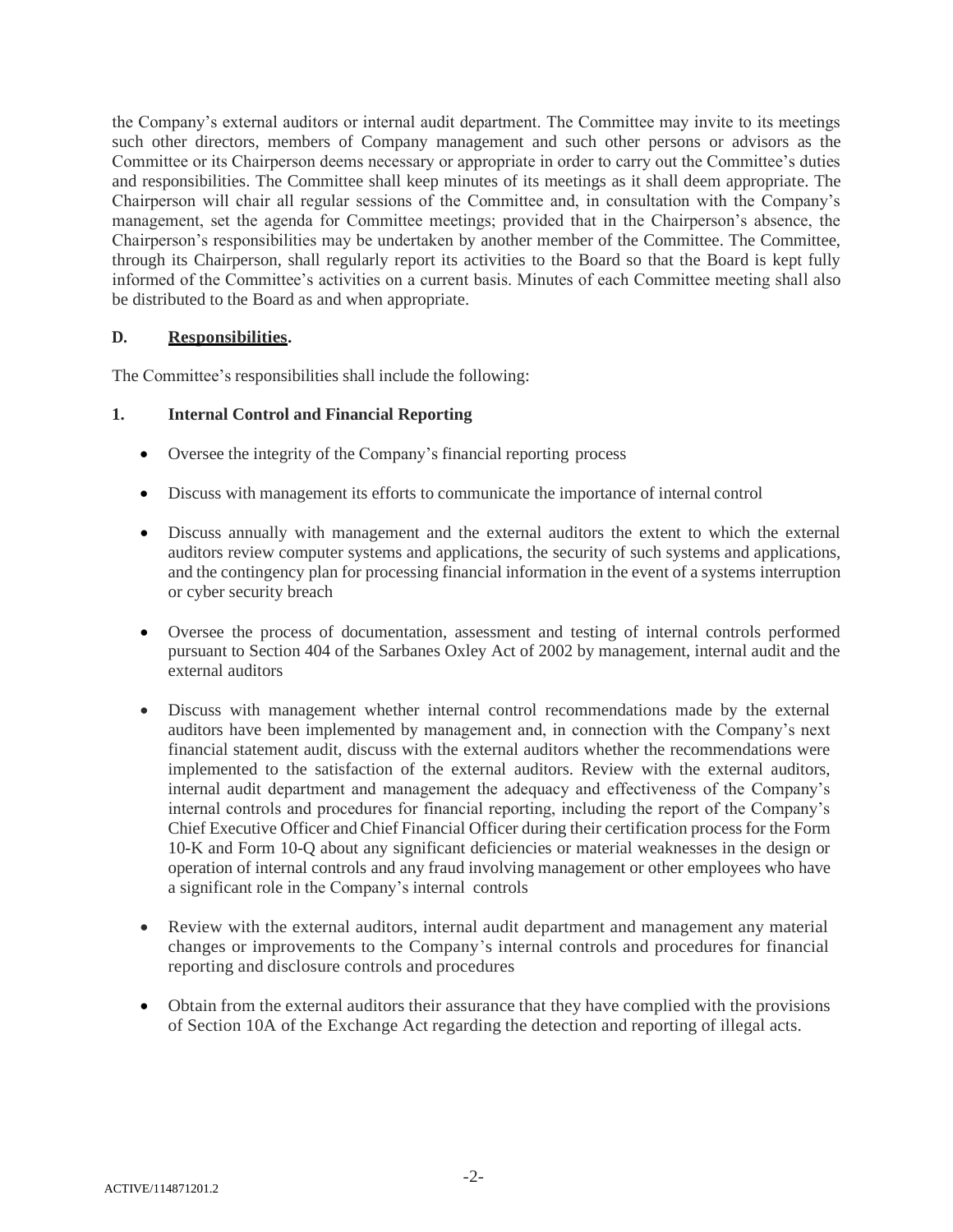the Company's external auditors or internal audit department. The Committee may invite to its meetings such other directors, members of Company management and such other persons or advisors as the Committee or its Chairperson deems necessary or appropriate in order to carry out the Committee's duties and responsibilities. The Committee shall keep minutes of its meetings as it shall deem appropriate. The Chairperson will chair all regular sessions of the Committee and, in consultation with the Company's management, set the agenda for Committee meetings; provided that in the Chairperson's absence, the Chairperson's responsibilities may be undertaken by another member of the Committee. The Committee, through its Chairperson, shall regularly report its activities to the Board so that the Board is kept fully informed of the Committee's activities on a current basis. Minutes of each Committee meeting shall also be distributed to the Board as and when appropriate.

**D. Responsibilities.**

The Committee's responsibilities shall include the following:

**1. Internal Control and Financial Reporting**

- Oversee the integrity of the Company's financial reporting process

- Discuss with management its efforts to communicate the importance of internal control

- Discuss annually with management and the external auditors the extent to which the external auditors review computer systems and applications, the security of such systems and applications, and the contingency plan for processing financial information in the event of a systems interruption or cyber security breach

- Oversee the process of documentation, assessment and testing of internal controls performed pursuant to Section 404 of the Sarbanes Oxley Act of 2002 by management, internal audit and the external auditors

- Discuss with management whether internal control recommendations made by the external auditors have been implemented by management and, in connection with the Company's next financial statement audit, discuss with the external auditors whether the recommendations were implemented to the satisfaction of the external auditors. Review with the external auditors, internal audit department and management the adequacy and effectiveness of the Company's internal controls and procedures for financial reporting, including the report of the Company's Chief Executive Officer and Chief Financial Officer during their certification process for the Form 10-K and Form 10-Q about any significant deficiencies or material weaknesses in the design or operation of internal controls and any fraud involving management or other employees who have a significant role in the Company's internal controls

- Review with the external auditors, internal audit department and management any material changes or improvements to the Company's internal controls and procedures for financial reporting and disclosure controls and procedures

- Obtain from the external auditors their assurance that they have complied with the provisions of Section 10A of the Exchange Act regarding the detection and reporting of illegal acts.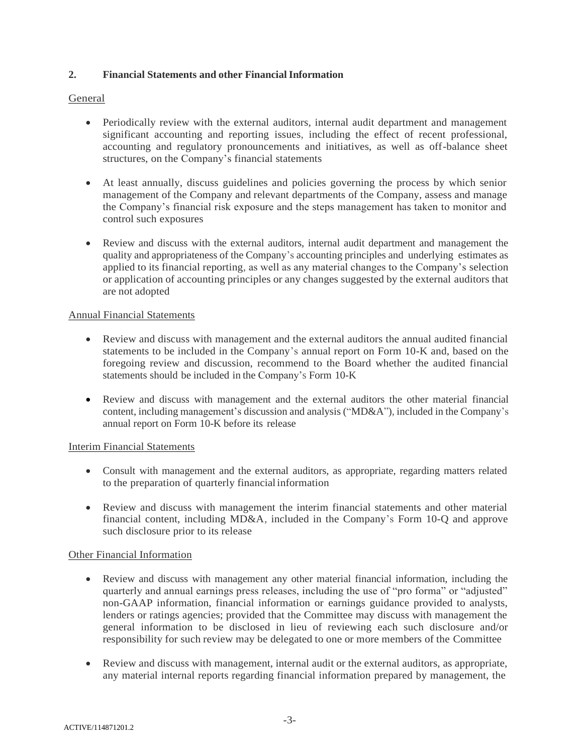## 2. Financial Statements and other Financial Information

General

- Periodically review with the external auditors, internal audit department and management significant accounting and reporting issues, including the effect of recent professional, accounting and regulatory pronouncements and initiatives, as well as off-balance sheet structures, on the Company's financial statements

- At least annually, discuss guidelines and policies governing the process by which senior management of the Company and relevant departments of the Company, assess and manage the Company's financial risk exposure and the steps management has taken to monitor and control such exposures

- Review and discuss with the external auditors, internal audit department and management the quality and appropriateness of the Company's accounting principles and underlying estimates as applied to its financial reporting, as well as any material changes to the Company's selection or application of accounting principles or any changes suggested by the external auditors that are not adopted

Annual Financial Statements

- Review and discuss with management and the external auditors the annual audited financial statements to be included in the Company's annual report on Form 10-K and, based on the foregoing review and discussion, recommend to the Board whether the audited financial statements should be included in the Company's Form 10-K

- Review and discuss with management and the external auditors the other material financial content, including management's discussion and analysis ("MD&A"), included in the Company's annual report on Form 10-K before its release

Interim Financial Statements

- Consult with management and the external auditors, as appropriate, regarding matters related to the preparation of quarterly financial information

- Review and discuss with management the interim financial statements and other material financial content, including MD&A, included in the Company's Form 10-Q and approve such disclosure prior to its release

Other Financial Information

- Review and discuss with management any other material financial information, including the quarterly and annual earnings press releases, including the use of "pro forma" or "adjusted" non-GAAP information, financial information or earnings guidance provided to analysts, lenders or ratings agencies; provided that the Committee may discuss with management the general information to be disclosed in lieu of reviewing each such disclosure and/or responsibility for such review may be delegated to one or more members of the Committee

- Review and discuss with management, internal audit or the external auditors, as appropriate, any material internal reports regarding financial information prepared by management, the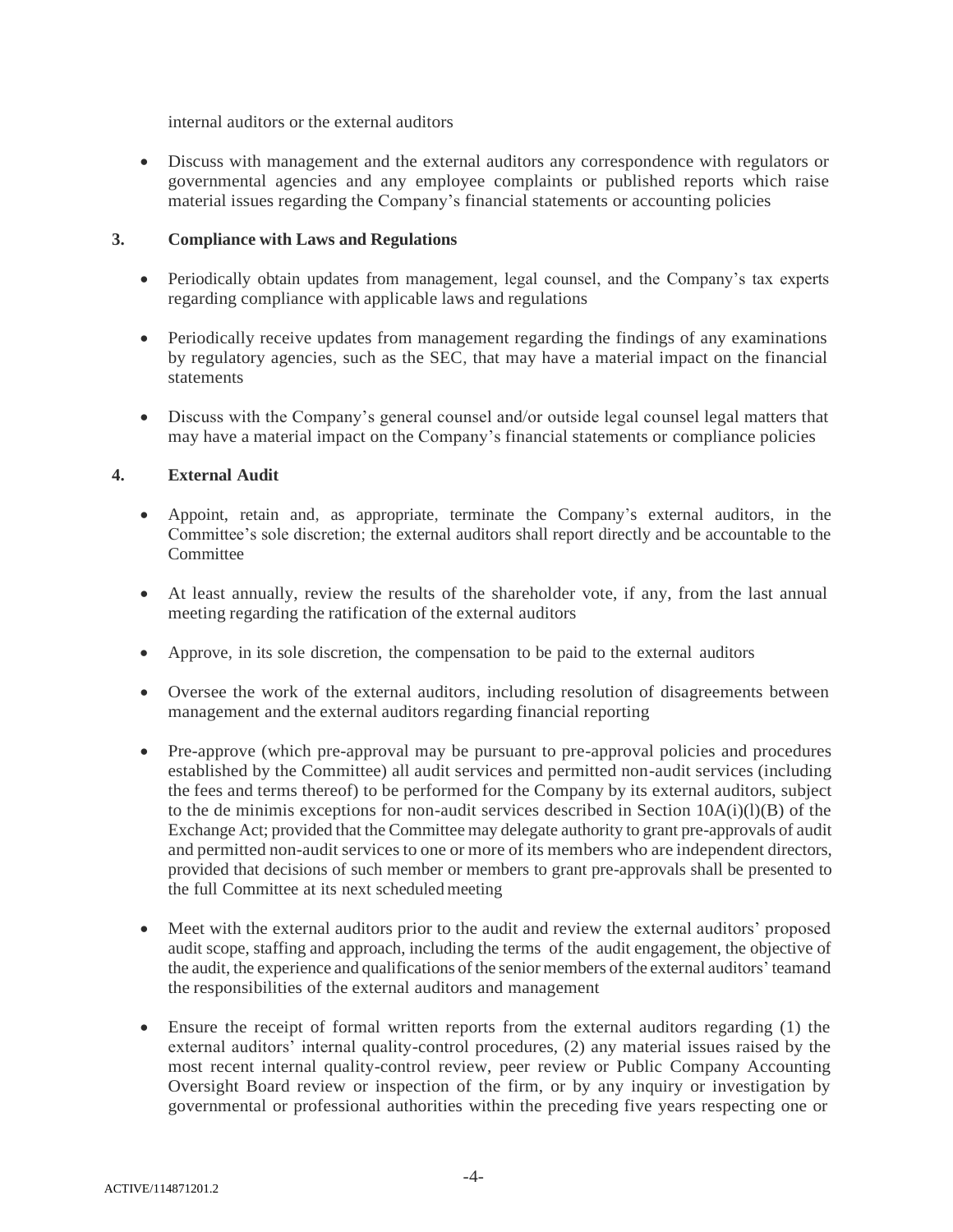internal auditors or the external auditors

- Discuss with management and the external auditors any correspondence with regulators or governmental agencies and any employee complaints or published reports which raise material issues regarding the Company's financial statements or accounting policies

**3. Compliance with Laws and Regulations**

- Periodically obtain updates from management, legal counsel, and the Company's tax experts regarding compliance with applicable laws and regulations

- Periodically receive updates from management regarding the findings of any examinations by regulatory agencies, such as the SEC, that may have a material impact on the financial statements

- Discuss with the Company's general counsel and/or outside legal counsel legal matters that may have a material impact on the Company's financial statements or compliance policies

**4. External Audit**

- Appoint, retain and, as appropriate, terminate the Company's external auditors, in the Committee's sole discretion; the external auditors shall report directly and be accountable to the Committee

- At least annually, review the results of the shareholder vote, if any, from the last annual meeting regarding the ratification of the external auditors

- Approve, in its sole discretion, the compensation to be paid to the external auditors

- Oversee the work of the external auditors, including resolution of disagreements between management and the external auditors regarding financial reporting

- Pre-approve (which pre-approval may be pursuant to pre-approval policies and procedures established by the Committee) all audit services and permitted non-audit services (including the fees and terms thereof) to be performed for the Company by its external auditors, subject to the de minimis exceptions for non-audit services described in Section 10A(i)(l)(B) of the Exchange Act; provided that the Committee may delegate authority to grant pre-approvals of audit and permitted non-audit services to one or more of its members who are independent directors, provided that decisions of such member or members to grant pre-approvals shall be presented to the full Committee at its next scheduled meeting

- Meet with the external auditors prior to the audit and review the external auditors' proposed audit scope, staffing and approach, including the terms of the audit engagement, the objective of the audit, the experience and qualifications of the senior members of the external auditors' teamand the responsibilities of the external auditors and management

- Ensure the receipt of formal written reports from the external auditors regarding (1) the external auditors' internal quality-control procedures, (2) any material issues raised by the most recent internal quality-control review, peer review or Public Company Accounting Oversight Board review or inspection of the firm, or by any inquiry or investigation by governmental or professional authorities within the preceding five years respecting one or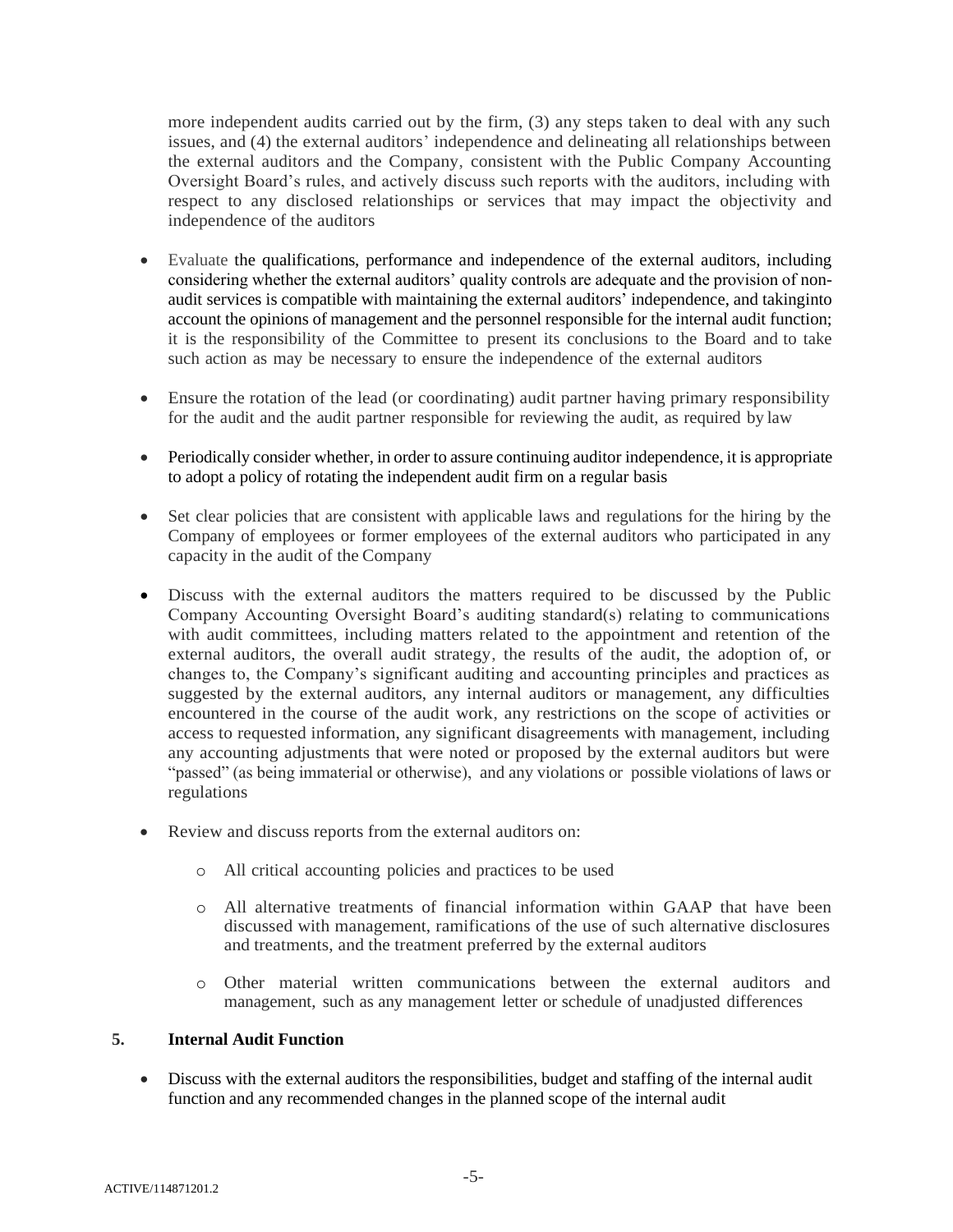more independent audits carried out by the firm, (3) any steps taken to deal with any such issues, and (4) the external auditors' independence and delineating all relationships between the external auditors and the Company, consistent with the Public Company Accounting Oversight Board's rules, and actively discuss such reports with the auditors, including with respect to any disclosed relationships or services that may impact the objectivity and independence of the auditors

- Evaluate the qualifications, performance and independence of the external auditors, including considering whether the external auditors' quality controls are adequate and the provision of non-audit services is compatible with maintaining the external auditors' independence, and takinginto account the opinions of management and the personnel responsible for the internal audit function; it is the responsibility of the Committee to present its conclusions to the Board and to take such action as may be necessary to ensure the independence of the external auditors

- Ensure the rotation of the lead (or coordinating) audit partner having primary responsibility for the audit and the audit partner responsible for reviewing the audit, as required by law

- Periodically consider whether, in order to assure continuing auditor independence, it is appropriate to adopt a policy of rotating the independent audit firm on a regular basis

- Set clear policies that are consistent with applicable laws and regulations for the hiring by the Company of employees or former employees of the external auditors who participated in any capacity in the audit of the Company

- Discuss with the external auditors the matters required to be discussed by the Public Company Accounting Oversight Board's auditing standard(s) relating to communications with audit committees, including matters related to the appointment and retention of the external auditors, the overall audit strategy, the results of the audit, the adoption of, or changes to, the Company's significant auditing and accounting principles and practices as suggested by the external auditors, any internal auditors or management, any difficulties encountered in the course of the audit work, any restrictions on the scope of activities or access to requested information, any significant disagreements with management, including any accounting adjustments that were noted or proposed by the external auditors but were "passed" (as being immaterial or otherwise), and any violations or possible violations of laws or regulations

- Review and discuss reports from the external auditors on:

  - All critical accounting policies and practices to be used

  - All alternative treatments of financial information within GAAP that have been discussed with management, ramifications of the use of such alternative disclosures and treatments, and the treatment preferred by the external auditors

  - Other material written communications between the external auditors and management, such as any management letter or schedule of unadjusted differences

**5. Internal Audit Function**

- Discuss with the external auditors the responsibilities, budget and staffing of the internal audit function and any recommended changes in the planned scope of the internal audit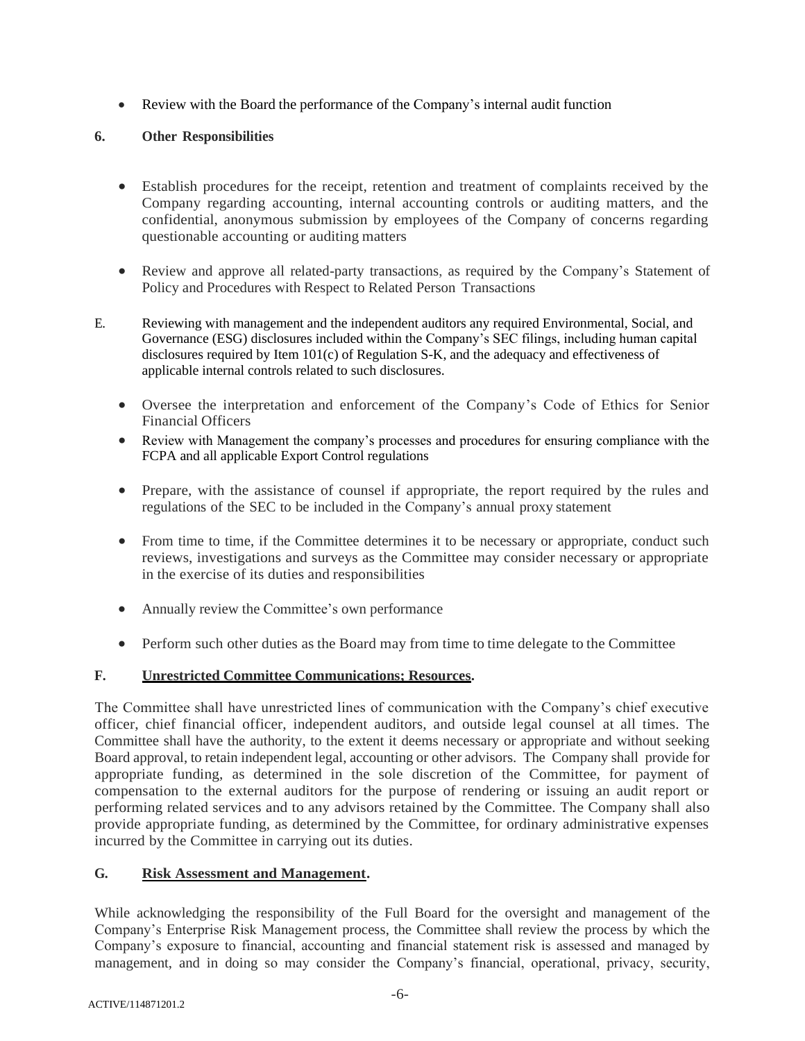- Review with the Board the performance of the Company's internal audit function

**6. Other Responsibilities**

- Establish procedures for the receipt, retention and treatment of complaints received by the Company regarding accounting, internal accounting controls or auditing matters, and the confidential, anonymous submission by employees of the Company of concerns regarding questionable accounting or auditing matters

- Review and approve all related-party transactions, as required by the Company's Statement of Policy and Procedures with Respect to Related Person Transactions

E. Reviewing with management and the independent auditors any required Environmental, Social, and Governance (ESG) disclosures included within the Company's SEC filings, including human capital disclosures required by Item 101(c) of Regulation S-K, and the adequacy and effectiveness of applicable internal controls related to such disclosures.

- Oversee the interpretation and enforcement of the Company's Code of Ethics for Senior Financial Officers
- Review with Management the company's processes and procedures for ensuring compliance with the FCPA and all applicable Export Control regulations

- Prepare, with the assistance of counsel if appropriate, the report required by the rules and regulations of the SEC to be included in the Company's annual proxy statement

- From time to time, if the Committee determines it to be necessary or appropriate, conduct such reviews, investigations and surveys as the Committee may consider necessary or appropriate in the exercise of its duties and responsibilities

- Annually review the Committee's own performance

- Perform such other duties as the Board may from time to time delegate to the Committee

**F. <u>Unrestricted Committee Communications; Resources</u>.**

The Committee shall have unrestricted lines of communication with the Company's chief executive officer, chief financial officer, independent auditors, and outside legal counsel at all times. The Committee shall have the authority, to the extent it deems necessary or appropriate and without seeking Board approval, to retain independent legal, accounting or other advisors. The Company shall provide for appropriate funding, as determined in the sole discretion of the Committee, for payment of compensation to the external auditors for the purpose of rendering or issuing an audit report or performing related services and to any advisors retained by the Committee. The Company shall also provide appropriate funding, as determined by the Committee, for ordinary administrative expenses incurred by the Committee in carrying out its duties.

**G. <u>Risk Assessment and Management</u>.**

While acknowledging the responsibility of the Full Board for the oversight and management of the Company's Enterprise Risk Management process, the Committee shall review the process by which the Company's exposure to financial, accounting and financial statement risk is assessed and managed by management, and in doing so may consider the Company's financial, operational, privacy, security,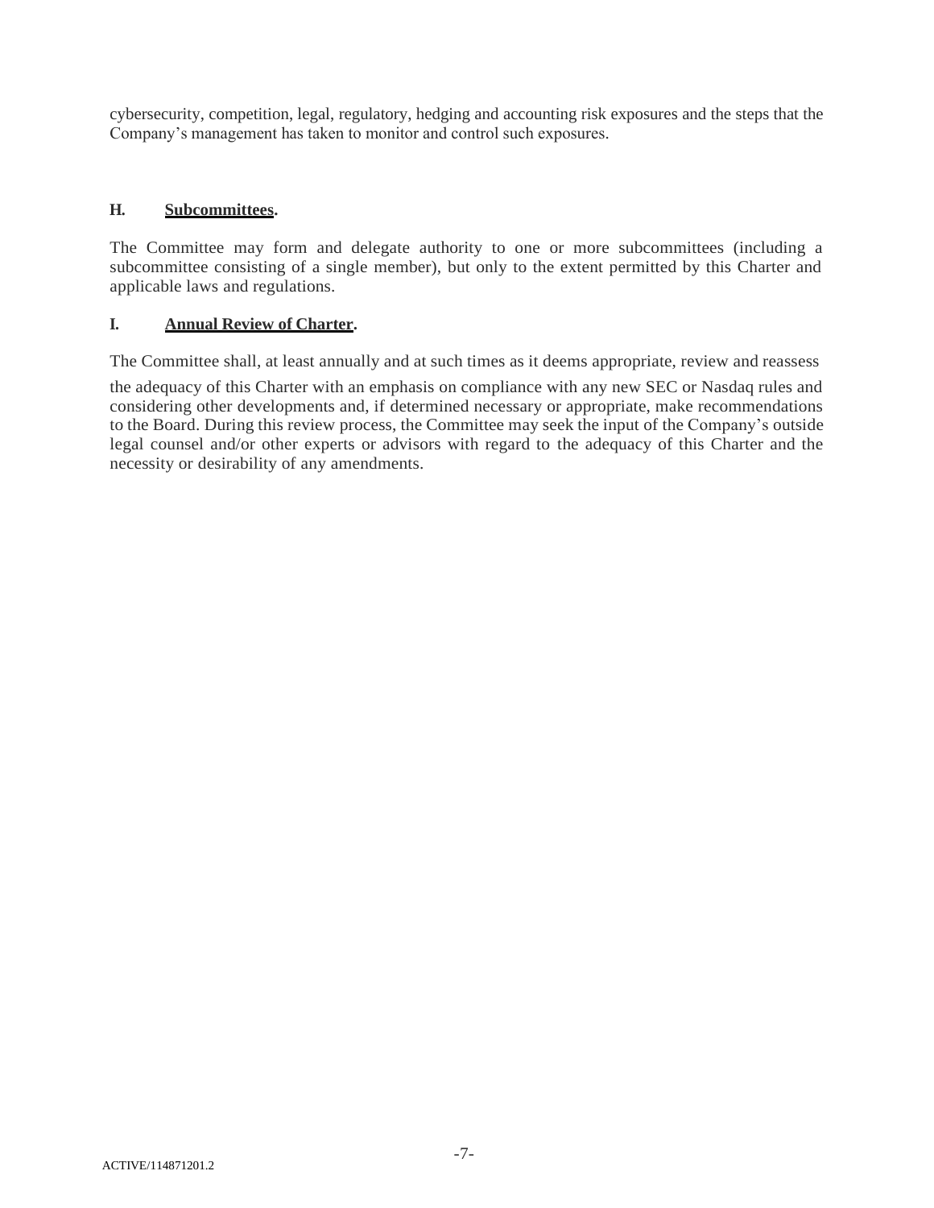cybersecurity, competition, legal, regulatory, hedging and accounting risk exposures and the steps that the Company's management has taken to monitor and control such exposures.

## H. Subcommittees.

The Committee may form and delegate authority to one or more subcommittees (including a subcommittee consisting of a single member), but only to the extent permitted by this Charter and applicable laws and regulations.

## I. Annual Review of Charter.

The Committee shall, at least annually and at such times as it deems appropriate, review and reassess the adequacy of this Charter with an emphasis on compliance with any new SEC or Nasdaq rules and considering other developments and, if determined necessary or appropriate, make recommendations to the Board. During this review process, the Committee may seek the input of the Company's outside legal counsel and/or other experts or advisors with regard to the adequacy of this Charter and the necessity or desirability of any amendments.